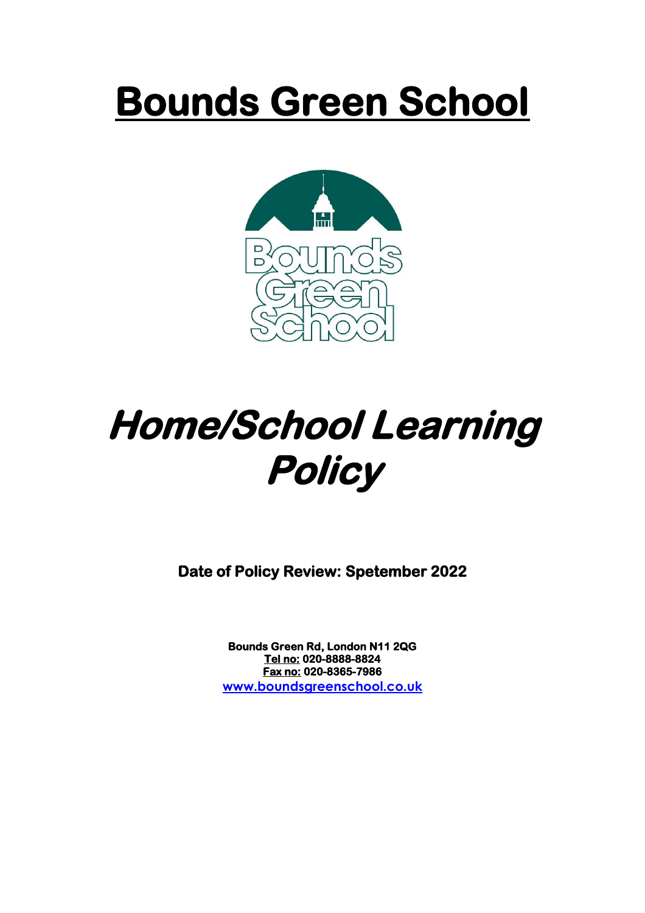# Bounds Green School

# *Home/School Learning Policy*

**Date of Policy Review: Spetember 2022**

**Bounds Green Rd, London N11 2QG**
**Tel no: 020-8888-8824**
**Fax no: 020-8365-7986**
www.boundsgreenschool.co.uk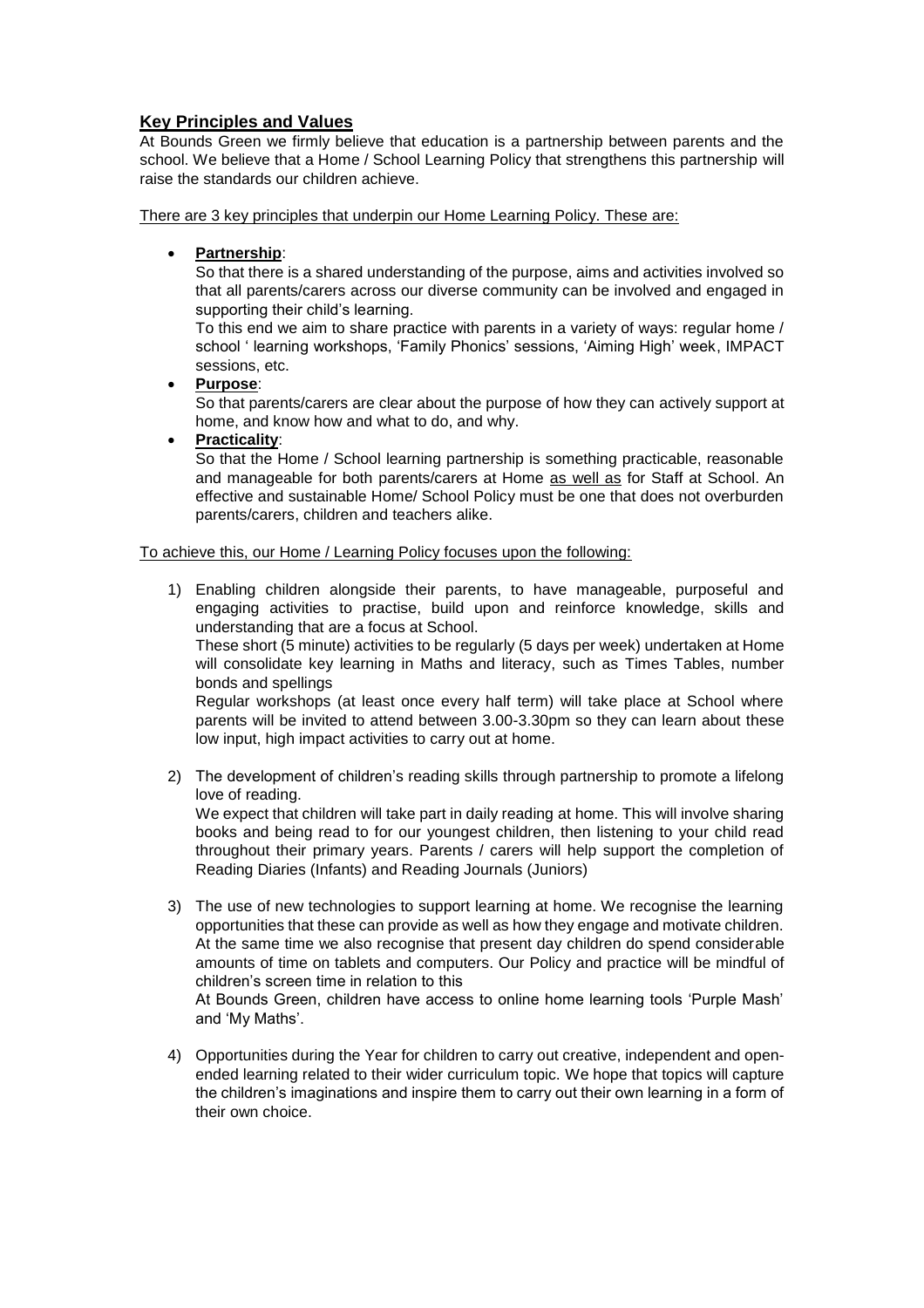## Key Principles and Values

At Bounds Green we firmly believe that education is a partnership between parents and the school. We believe that a Home / School Learning Policy that strengthens this partnership will raise the standards our children achieve.

<u>There are 3 key principles that underpin our Home Learning Policy. These are:</u>

- **Partnership**:
  So that there is a shared understanding of the purpose, aims and activities involved so that all parents/carers across our diverse community can be involved and engaged in supporting their child's learning.
  To this end we aim to share practice with parents in a variety of ways: regular home / school ' learning workshops, 'Family Phonics' sessions, 'Aiming High' week, IMPACT sessions, etc.
- **Purpose**:
  So that parents/carers are clear about the purpose of how they can actively support at home, and know how and what to do, and why.
- **Practicality**:
  So that the Home / School learning partnership is something practicable, reasonable and manageable for both parents/carers at Home <u>as well as</u> for Staff at School. An effective and sustainable Home/ School Policy must be one that does not overburden parents/carers, children and teachers alike.

<u>To achieve this, our Home / Learning Policy focuses upon the following:</u>

1) Enabling children alongside their parents, to have manageable, purposeful and engaging activities to practise, build upon and reinforce knowledge, skills and understanding that are a focus at School.
   These short (5 minute) activities to be regularly (5 days per week) undertaken at Home will consolidate key learning in Maths and literacy, such as Times Tables, number bonds and spellings
   Regular workshops (at least once every half term) will take place at School where parents will be invited to attend between 3.00-3.30pm so they can learn about these low input, high impact activities to carry out at home.

2) The development of children's reading skills through partnership to promote a lifelong love of reading.
   We expect that children will take part in daily reading at home. This will involve sharing books and being read to for our youngest children, then listening to your child read throughout their primary years. Parents / carers will help support the completion of Reading Diaries (Infants) and Reading Journals (Juniors)

3) The use of new technologies to support learning at home. We recognise the learning opportunities that these can provide as well as how they engage and motivate children. At the same time we also recognise that present day children do spend considerable amounts of time on tablets and computers. Our Policy and practice will be mindful of children's screen time in relation to this
   At Bounds Green, children have access to online home learning tools 'Purple Mash' and 'My Maths'.

4) Opportunities during the Year for children to carry out creative, independent and open-ended learning related to their wider curriculum topic. We hope that topics will capture the children's imaginations and inspire them to carry out their own learning in a form of their own choice.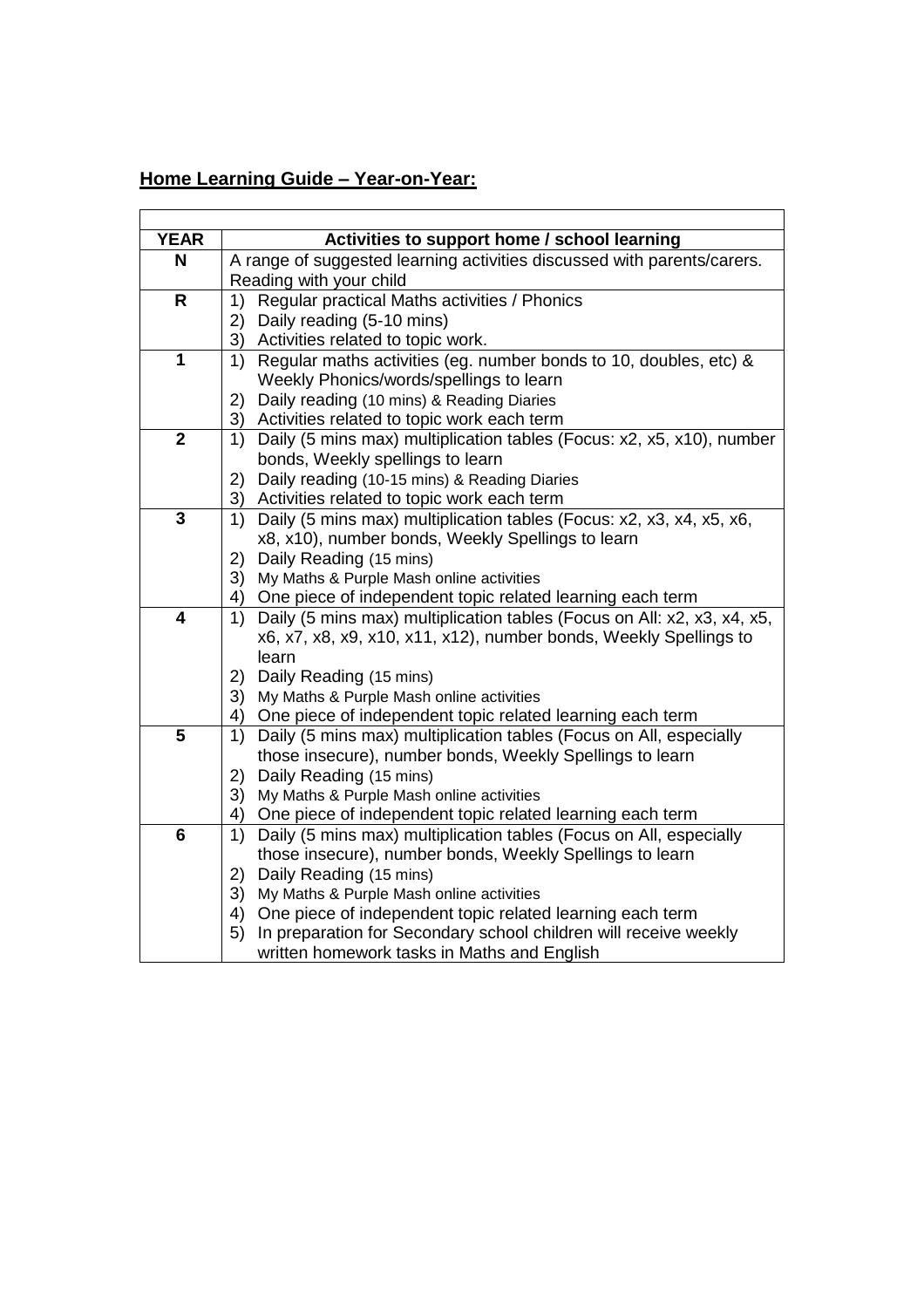**Home Learning Guide – Year-on-Year:**

| YEAR | Activities to support home / school learning |
|---|---|
| N | A range of suggested learning activities discussed with parents/carers. Reading with your child |
| R | 1) Regular practical Maths activities / Phonics<br>2) Daily reading (5-10 mins)<br>3) Activities related to topic work. |
| 1 | 1) Regular maths activities (eg. number bonds to 10, doubles, etc) & Weekly Phonics/words/spellings to learn<br>2) Daily reading (10 mins) & Reading Diaries<br>3) Activities related to topic work each term |
| 2 | 1) Daily (5 mins max) multiplication tables (Focus: x2, x5, x10), number bonds, Weekly spellings to learn<br>2) Daily reading (10-15 mins) & Reading Diaries<br>3) Activities related to topic work each term |
| 3 | 1) Daily (5 mins max) multiplication tables (Focus: x2, x3, x4, x5, x6, x8, x10), number bonds, Weekly Spellings to learn<br>2) Daily Reading (15 mins)<br>3) My Maths & Purple Mash online activities<br>4) One piece of independent topic related learning each term |
| 4 | 1) Daily (5 mins max) multiplication tables (Focus on All: x2, x3, x4, x5, x6, x7, x8, x9, x10, x11, x12), number bonds, Weekly Spellings to learn<br>2) Daily Reading (15 mins)<br>3) My Maths & Purple Mash online activities<br>4) One piece of independent topic related learning each term |
| 5 | 1) Daily (5 mins max) multiplication tables (Focus on All, especially those insecure), number bonds, Weekly Spellings to learn<br>2) Daily Reading (15 mins)<br>3) My Maths & Purple Mash online activities<br>4) One piece of independent topic related learning each term |
| 6 | 1) Daily (5 mins max) multiplication tables (Focus on All, especially those insecure), number bonds, Weekly Spellings to learn<br>2) Daily Reading (15 mins)<br>3) My Maths & Purple Mash online activities<br>4) One piece of independent topic related learning each term<br>5) In preparation for Secondary school children will receive weekly written homework tasks in Maths and English |